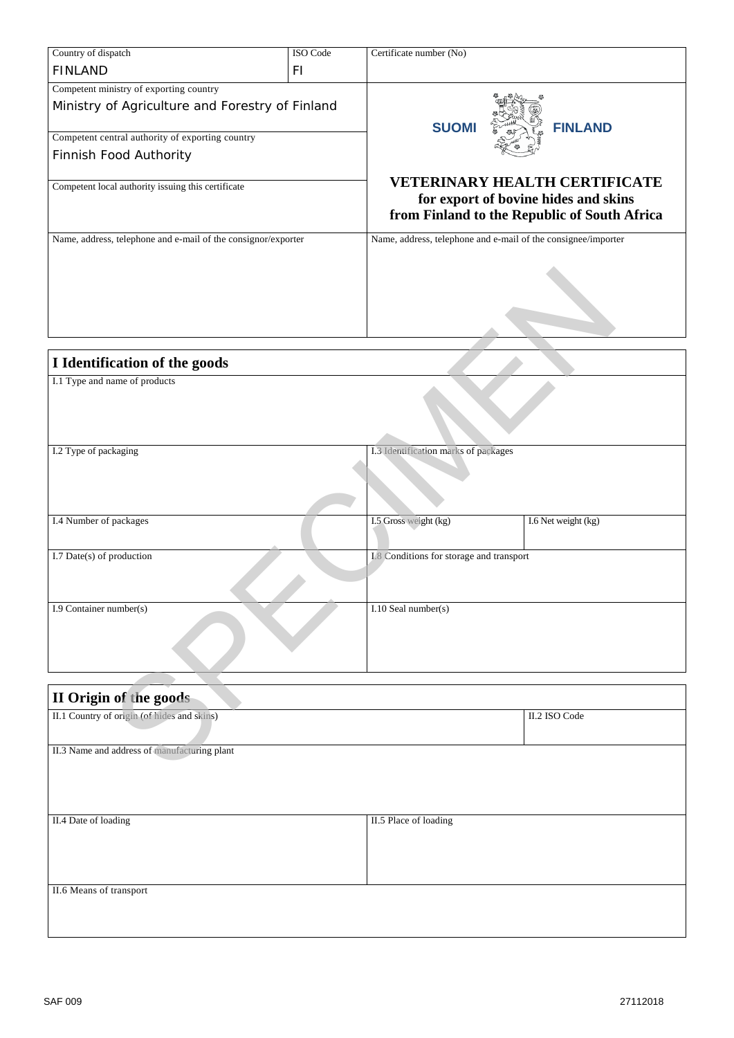| Country of dispatch | ISO Code | Certificate number (No) |
| --- | --- | --- |
| FINLAND | FI | |

| | |
| --- | --- |
| Competent ministry of exporting country<br>Ministry of Agriculture and Forestry of Finland | SUOMI FINLAND |
| Competent central authority of exporting country<br>Finnish Food Authority | |
| Competent local authority issuing this certificate | **VETERINARY HEALTH CERTIFICATE**<br>**for export of bovine hides and skins**<br>**from Finland to the Republic of South Africa** |
| Name, address, telephone and e-mail of the consignor/exporter | Name, address, telephone and e-mail of the consignee/importer |

## I Identification of the goods

| | | |
| --- | --- | --- |
| I.1 Type and name of products | | |
| I.2 Type of packaging | I.3 Identification marks of packages | |
| I.4 Number of packages | I.5 Gross weight (kg) | I.6 Net weight (kg) |
| I.7 Date(s) of production | I.8 Conditions for storage and transport | |
| I.9 Container number(s) | I.10 Seal number(s) | |

## II Origin of the goods

| | |
| --- | --- |
| II.1 Country of origin (of hides and skins) | II.2 ISO Code |
| II.3 Name and address of manufacturing plant | |
| II.4 Date of loading | II.5 Place of loading |
| II.6 Means of transport | |

SPECIMEN

SAF 009 27112018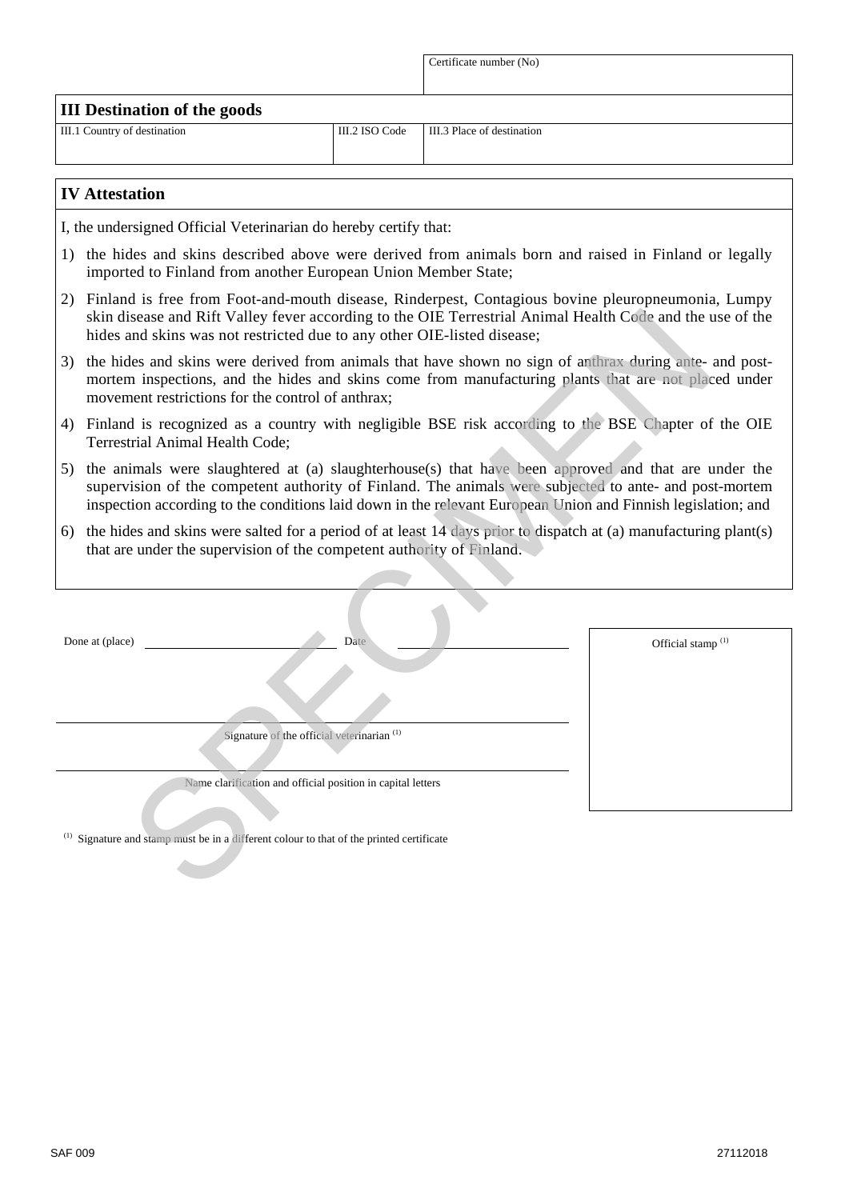| Certificate number (No) |
| --- |
| |

## III Destination of the goods

| III.1 Country of destination | III.2 ISO Code | III.3 Place of destination |
| --- | --- | --- |
| | | |

## IV Attestation

I, the undersigned Official Veterinarian do hereby certify that:

1) the hides and skins described above were derived from animals born and raised in Finland or legally imported to Finland from another European Union Member State;
2) Finland is free from Foot-and-mouth disease, Rinderpest, Contagious bovine pleuropneumonia, Lumpy skin disease and Rift Valley fever according to the OIE Terrestrial Animal Health Code and the use of the hides and skins was not restricted due to any other OIE-listed disease;
3) the hides and skins were derived from animals that have shown no sign of anthrax during ante- and post-mortem inspections, and the hides and skins come from manufacturing plants that are not placed under movement restrictions for the control of anthrax;
4) Finland is recognized as a country with negligible BSE risk according to the BSE Chapter of the OIE Terrestrial Animal Health Code;
5) the animals were slaughtered at (a) slaughterhouse(s) that have been approved and that are under the supervision of the competent authority of Finland. The animals were subjected to ante- and post-mortem inspection according to the conditions laid down in the relevant European Union and Finnish legislation; and
6) the hides and skins were salted for a period of at least 14 days prior to dispatch at (a) manufacturing plant(s) that are under the supervision of the competent authority of Finland.

SPECIMEN

Done at (place) ______________ Date ______________

Official stamp [1]

______________________________
Signature of the official veterinarian [1]

______________________________
Name clarification and official position in capital letters

[1] Signature and stamp must be in a different colour to that of the printed certificate

SAF 009 27112018